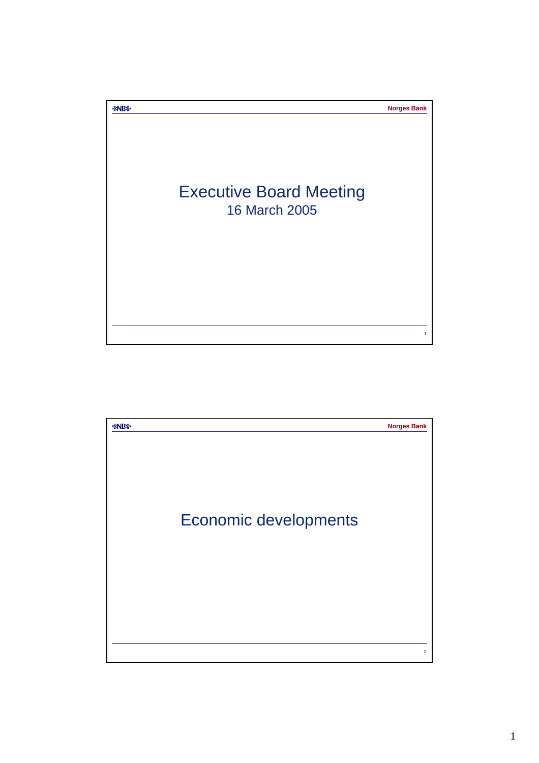# Executive Board Meeting

16 March 2005

# Economic developments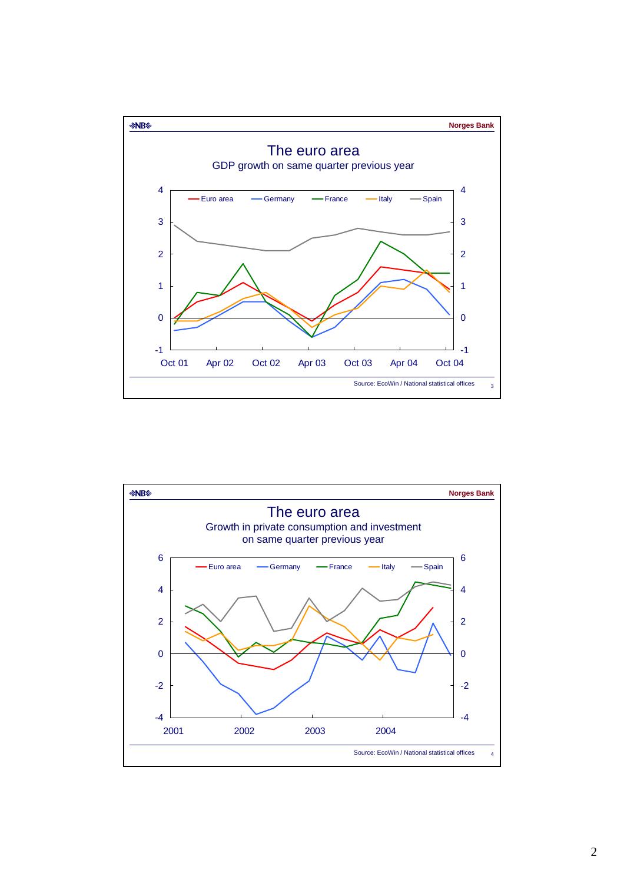# The euro area

GDP growth on same quarter previous year

Euro area — Germany — France — Italy — Spain

Source: EcoWin / National statistical offices

# The euro area

Growth in private consumption and investment on same quarter previous year

Euro area — Germany — France — Italy — Spain

Source: EcoWin / National statistical offices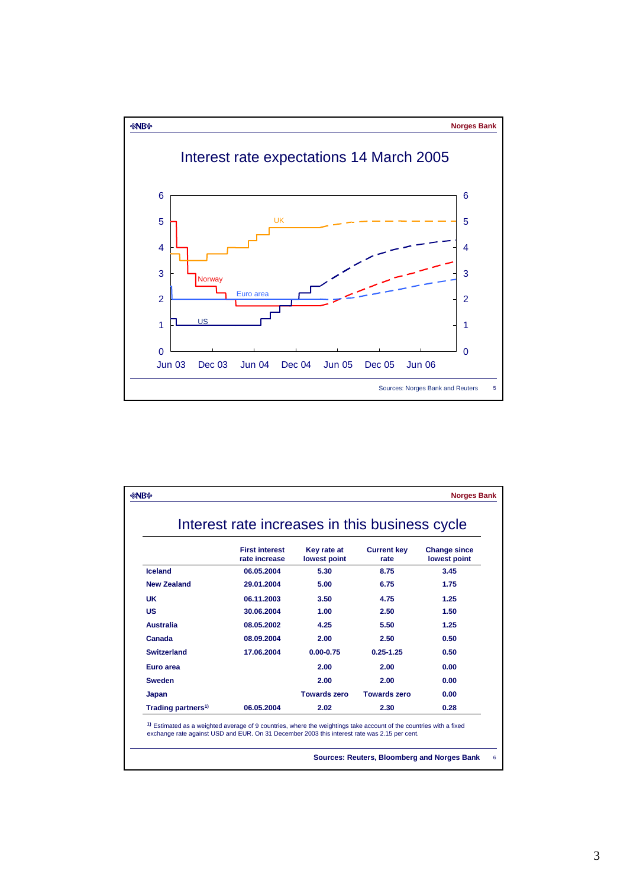## Interest rate expectations 14 March 2005

Sources: Norges Bank and Reuters

## Interest rate increases in this business cycle

| | First interest rate increase | Key rate at lowest point | Current key rate | Change since lowest point |
|---|---|---|---|---|
| Iceland | 06.05.2004 | 5.30 | 8.75 | 3.45 |
| New Zealand | 29.01.2004 | 5.00 | 6.75 | 1.75 |
| UK | 06.11.2003 | 3.50 | 4.75 | 1.25 |
| US | 30.06.2004 | 1.00 | 2.50 | 1.50 |
| Australia | 08.05.2002 | 4.25 | 5.50 | 1.25 |
| Canada | 08.09.2004 | 2.00 | 2.50 | 0.50 |
| Switzerland | 17.06.2004 | 0.00-0.75 | 0.25-1.25 | 0.50 |
| Euro area | | 2.00 | 2.00 | 0.00 |
| Sweden | | 2.00 | 2.00 | 0.00 |
| Japan | | Towards zero | Towards zero | 0.00 |
| Trading partners[1] | 06.05.2004 | 2.02 | 2.30 | 0.28 |

[1] Estimated as a weighted average of 9 countries, where the weightings take account of the countries with a fixed exchange rate against USD and EUR. On 31 December 2003 this interest rate was 2.15 per cent.

Sources: Reuters, Bloomberg and Norges Bank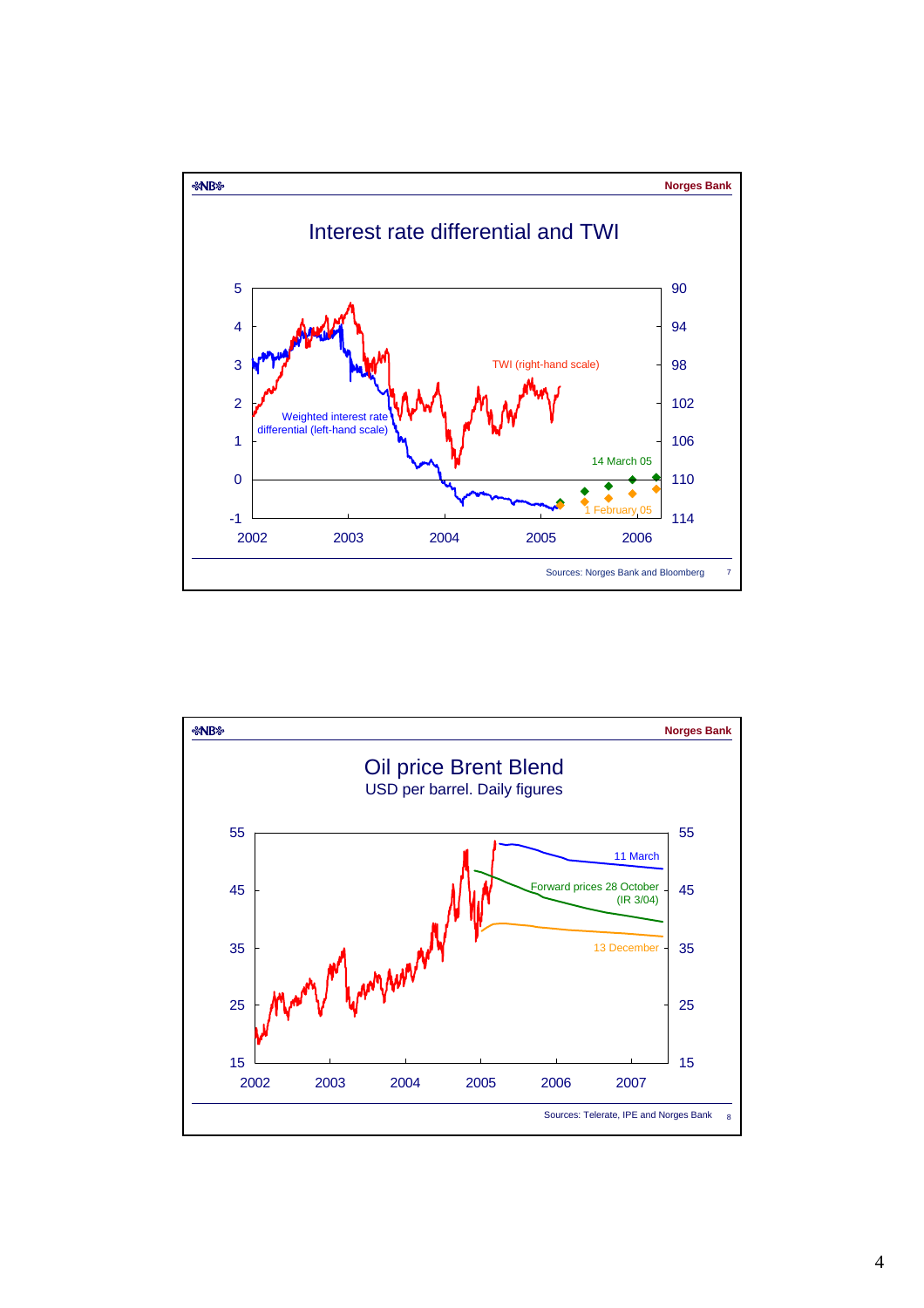## Interest rate differential and TWI

Sources: Norges Bank and Bloomberg

## Oil price Brent Blend

USD per barrel. Daily figures

Sources: Telerate, IPE and Norges Bank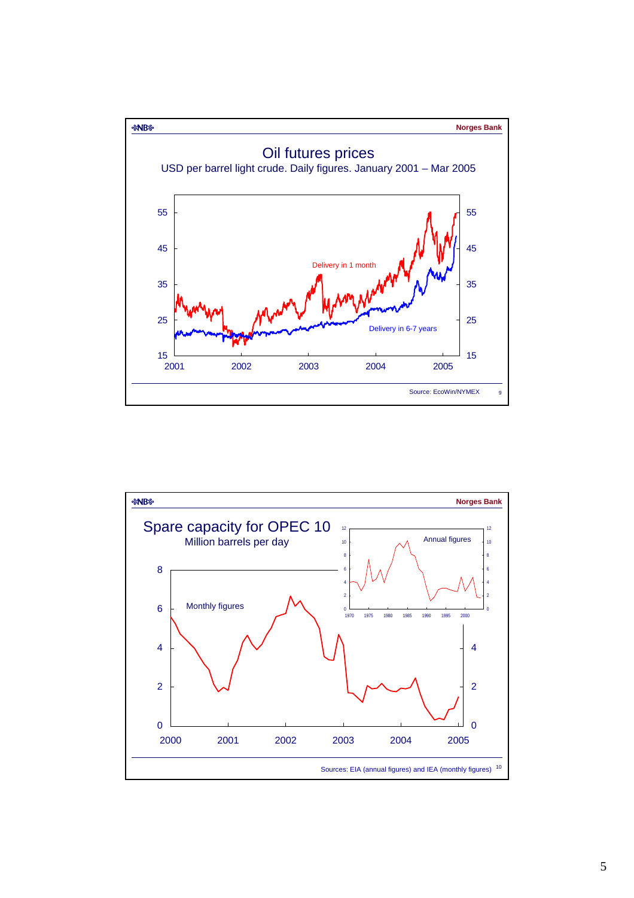## Oil futures prices

USD per barrel light crude. Daily figures. January 2001 – Mar 2005

Delivery in 1 month

Delivery in 6-7 years

Source: EcoWin/NYMEX

## Spare capacity for OPEC 10

Million barrels per day

Monthly figures

Annual figures

Sources: EIA (annual figures) and IEA (monthly figures)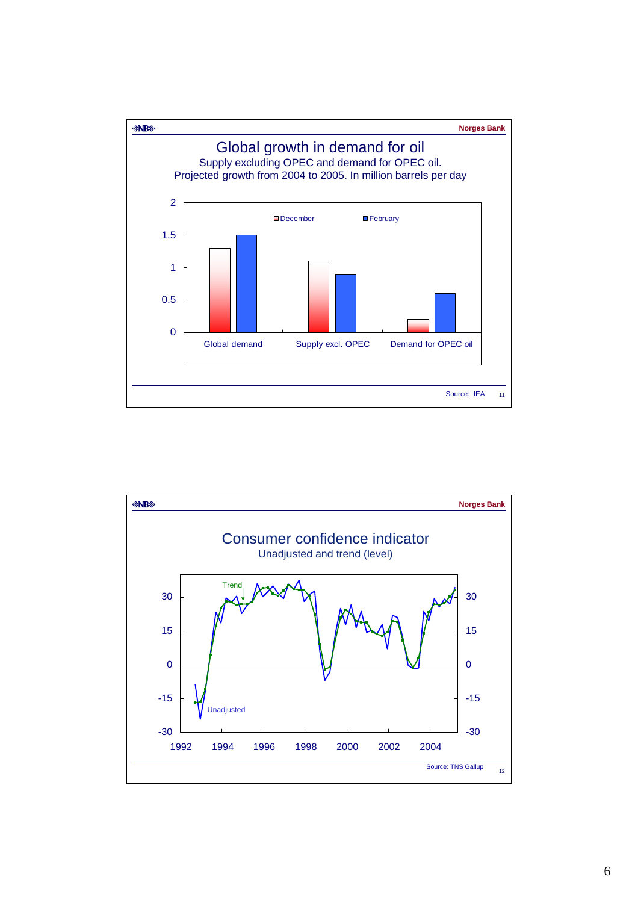## Global growth in demand for oil

Supply excluding OPEC and demand for OPEC oil.
Projected growth from 2004 to 2005. In million barrels per day

| | December | February |
|---|---|---|
| Global demand | 1.3 | 1.5 |
| Supply excl. OPEC | 1.1 | 0.9 |
| Demand for OPEC oil | 0.2 | 0.6 |

Source: IEA

## Consumer confidence indicator

Unadjusted and trend (level)

Chart lines: Trend, Unadjusted. Y-axis from -30 to 30; X-axis from 1992 to 2004.

Source: TNS Gallup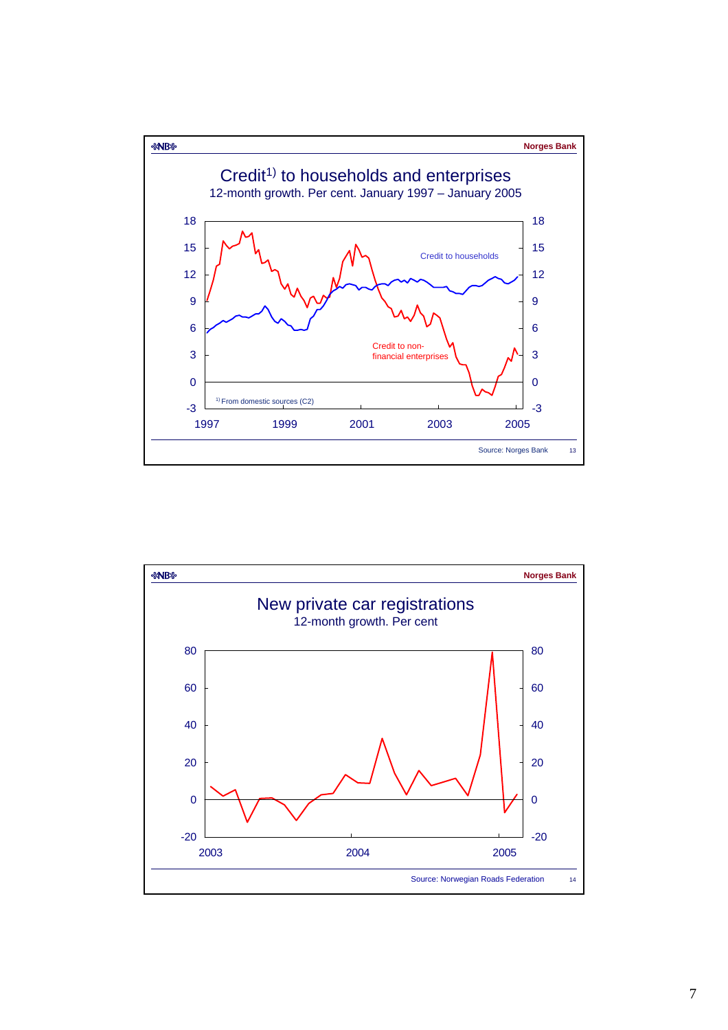Norges Bank

## Credit[1] to households and enterprises

12-month growth. Per cent. January 1997 – January 2005

Credit to households

Credit to non-financial enterprises

1) From domestic sources (C2)

Source: Norges Bank

Norges Bank

## New private car registrations

12-month growth. Per cent

Source: Norwegian Roads Federation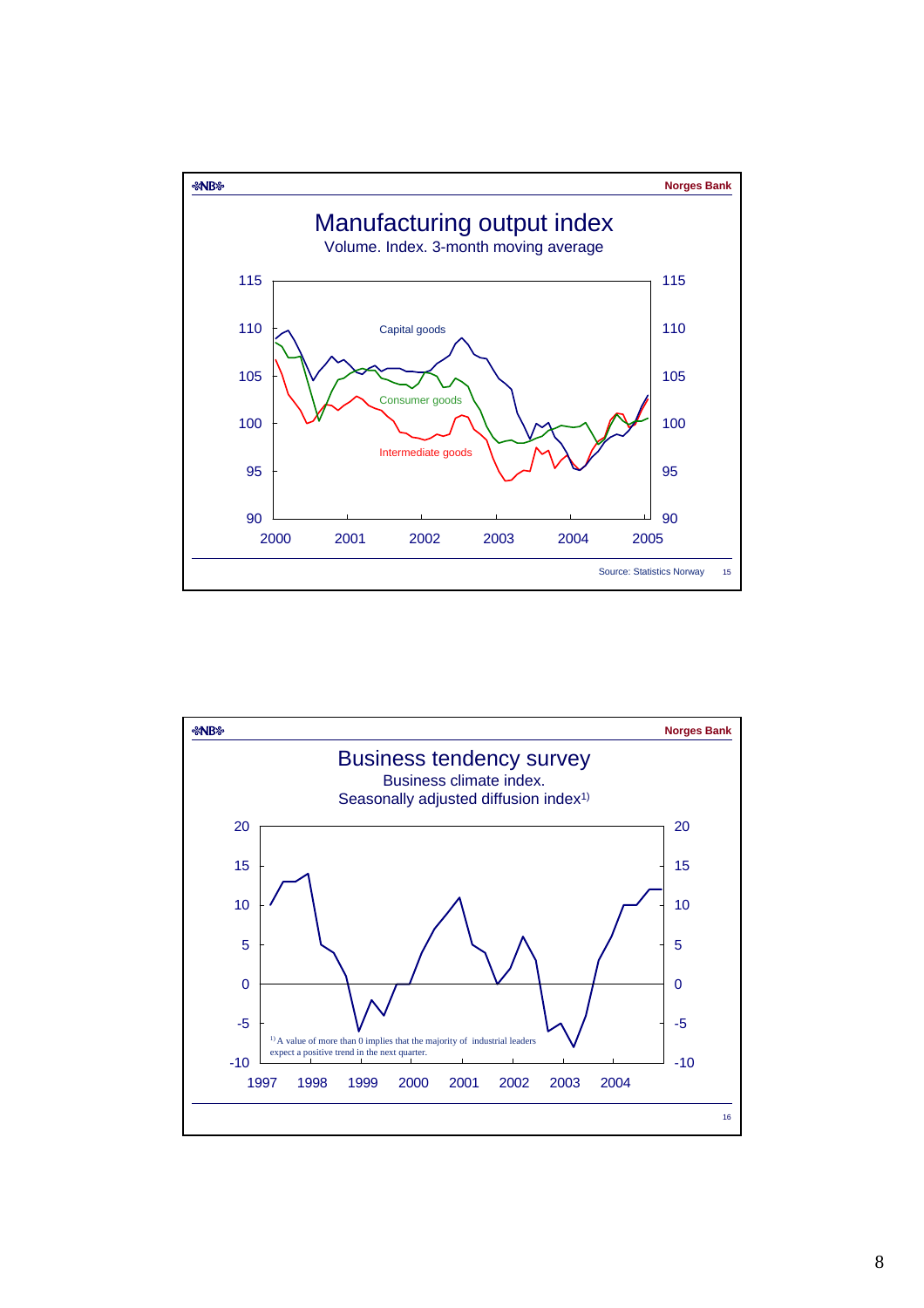## Manufacturing output index

Volume. Index. 3-month moving average

Capital goods

Consumer goods

Intermediate goods

Source: Statistics Norway

## Business tendency survey

Business climate index.
Seasonally adjusted diffusion index[1)]

[1)] A value of more than 0 implies that the majority of industrial leaders expect a positive trend in the next quarter.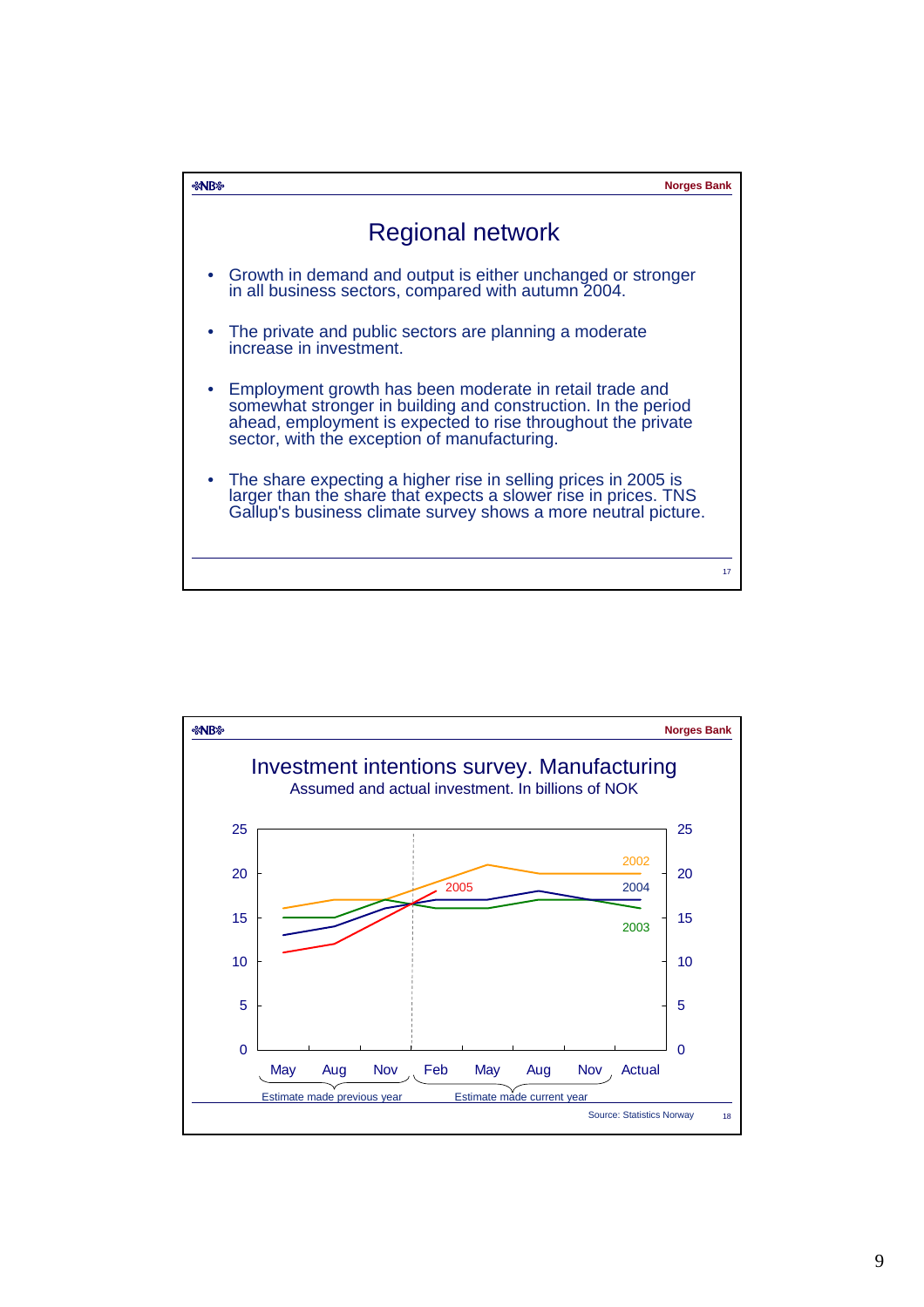## Regional network

- Growth in demand and output is either unchanged or stronger in all business sectors, compared with autumn 2004.
- The private and public sectors are planning a moderate increase in investment.
- Employment growth has been moderate in retail trade and somewhat stronger in building and construction. In the period ahead, employment is expected to rise throughout the private sector, with the exception of manufacturing.
- The share expecting a higher rise in selling prices in 2005 is larger than the share that expects a slower rise in prices. TNS Gallup's business climate survey shows a more neutral picture.

## Investment intentions survey. Manufacturing

Assumed and actual investment. In billions of NOK

Source: Statistics Norway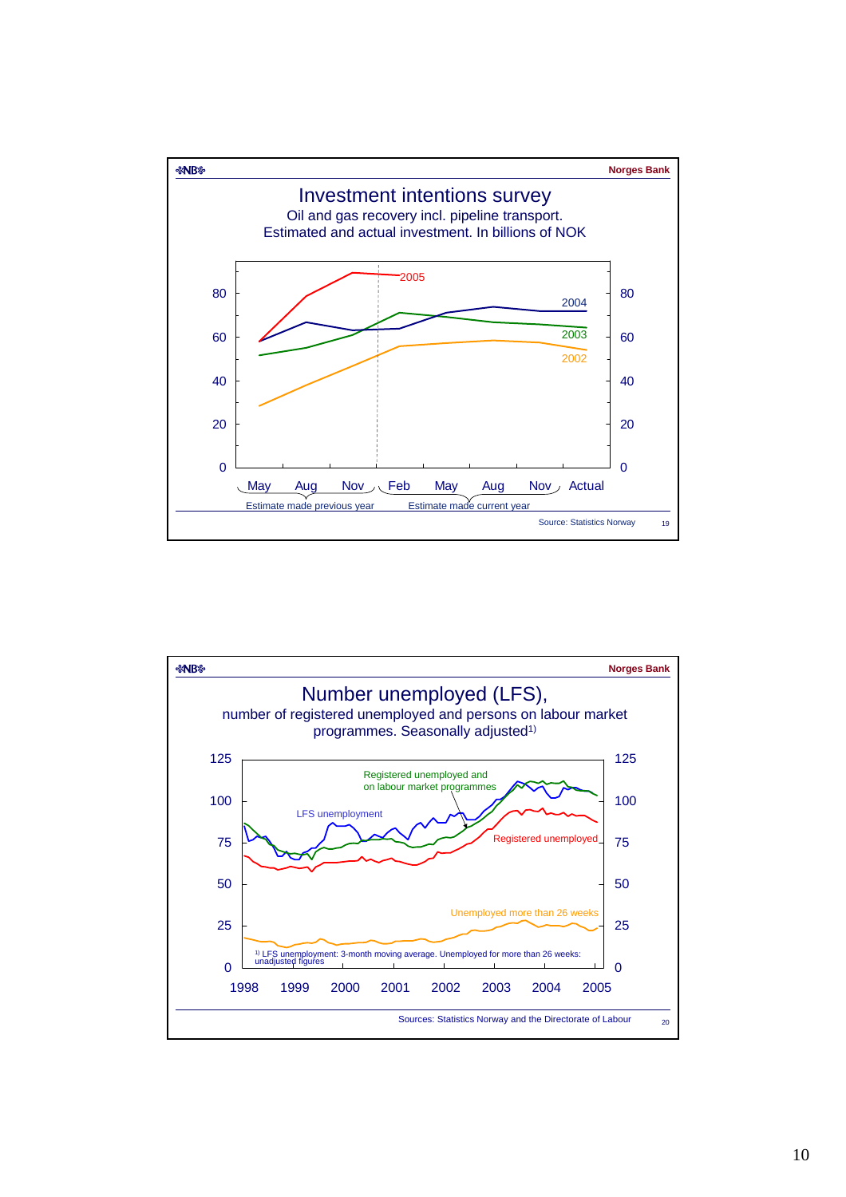Norges Bank

## Investment intentions survey

Oil and gas recovery incl. pipeline transport.
Estimated and actual investment. In billions of NOK

Estimate made previous year: May, Aug, Nov — Estimate made current year: Feb, May, Aug, Nov — Actual

Series: 2005, 2004, 2003, 2002

Source: Statistics Norway

Norges Bank

## Number unemployed (LFS),

number of registered unemployed and persons on labour market programmes. Seasonally adjusted[1]

Series: Registered unemployed and on labour market programmes; LFS unemployment; Registered unemployed; Unemployed more than 26 weeks

[1] LFS unemployment: 3-month moving average. Unemployed for more than 26 weeks: unadjusted figures

Sources: Statistics Norway and the Directorate of Labour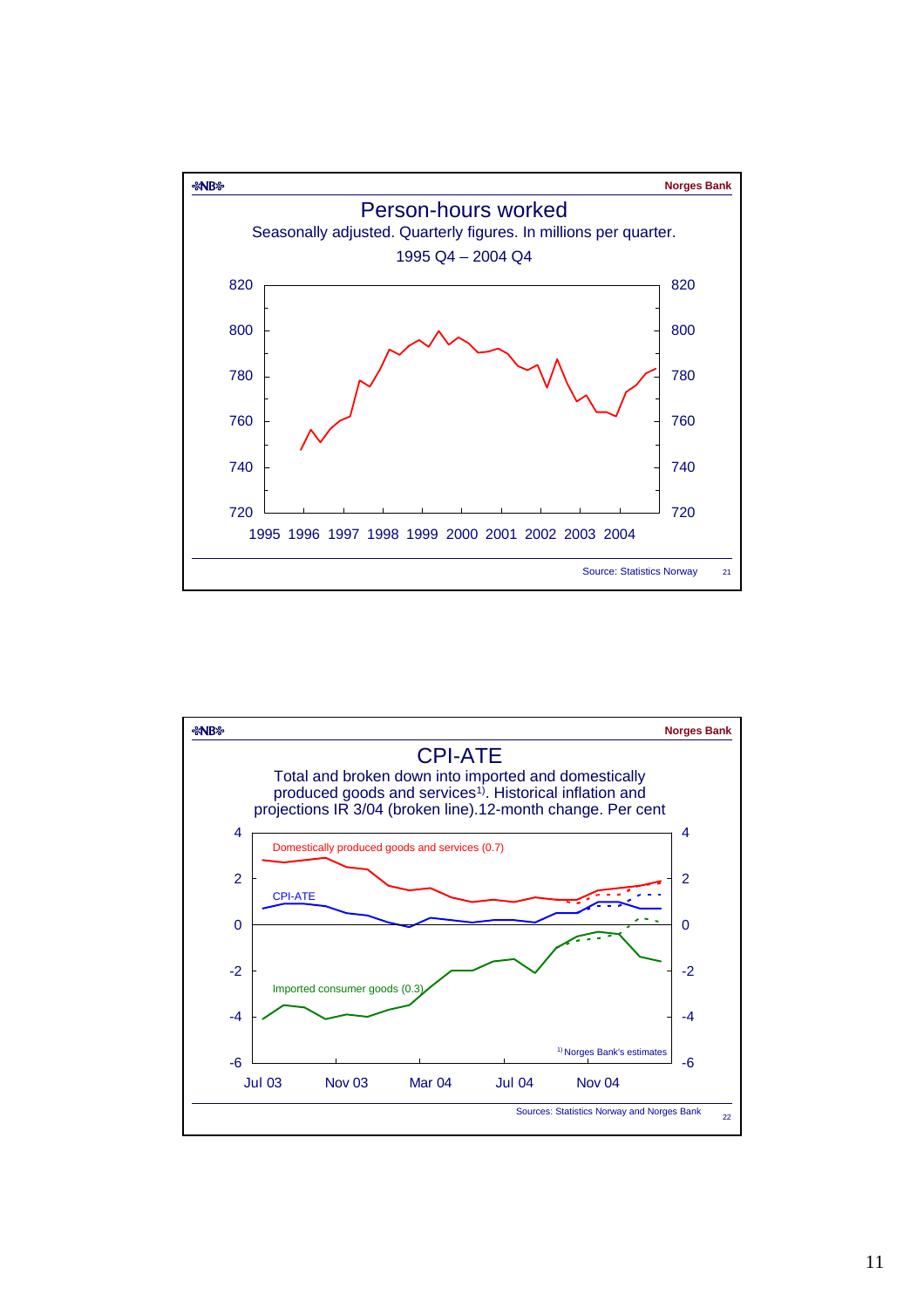Norges Bank

## Person-hours worked

Seasonally adjusted. Quarterly figures. In millions per quarter.

1995 Q4 – 2004 Q4

Source: Statistics Norway

Norges Bank

## CPI-ATE

Total and broken down into imported and domestically produced goods and services[1]. Historical inflation and projections IR 3/04 (broken line).12-month change. Per cent

Domestically produced goods and services (0.7)

CPI-ATE

Imported consumer goods (0.3)

[1] Norges Bank's estimates

Sources: Statistics Norway and Norges Bank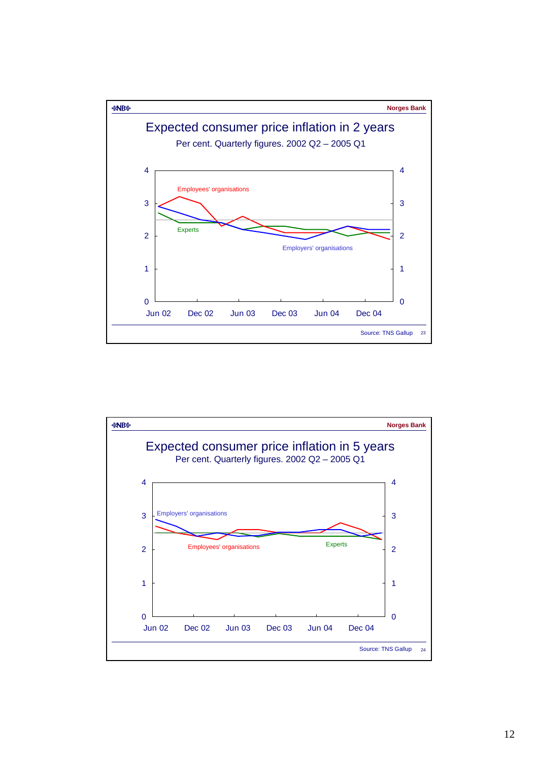Norges Bank

## Expected consumer price inflation in 2 years

Per cent. Quarterly figures. 2002 Q2 – 2005 Q1

Employees' organisations

Experts

Employers' organisations

Source: TNS Gallup

Norges Bank

## Expected consumer price inflation in 5 years

Per cent. Quarterly figures. 2002 Q2 – 2005 Q1

Employers' organisations

Employees' organisations

Experts

Source: TNS Gallup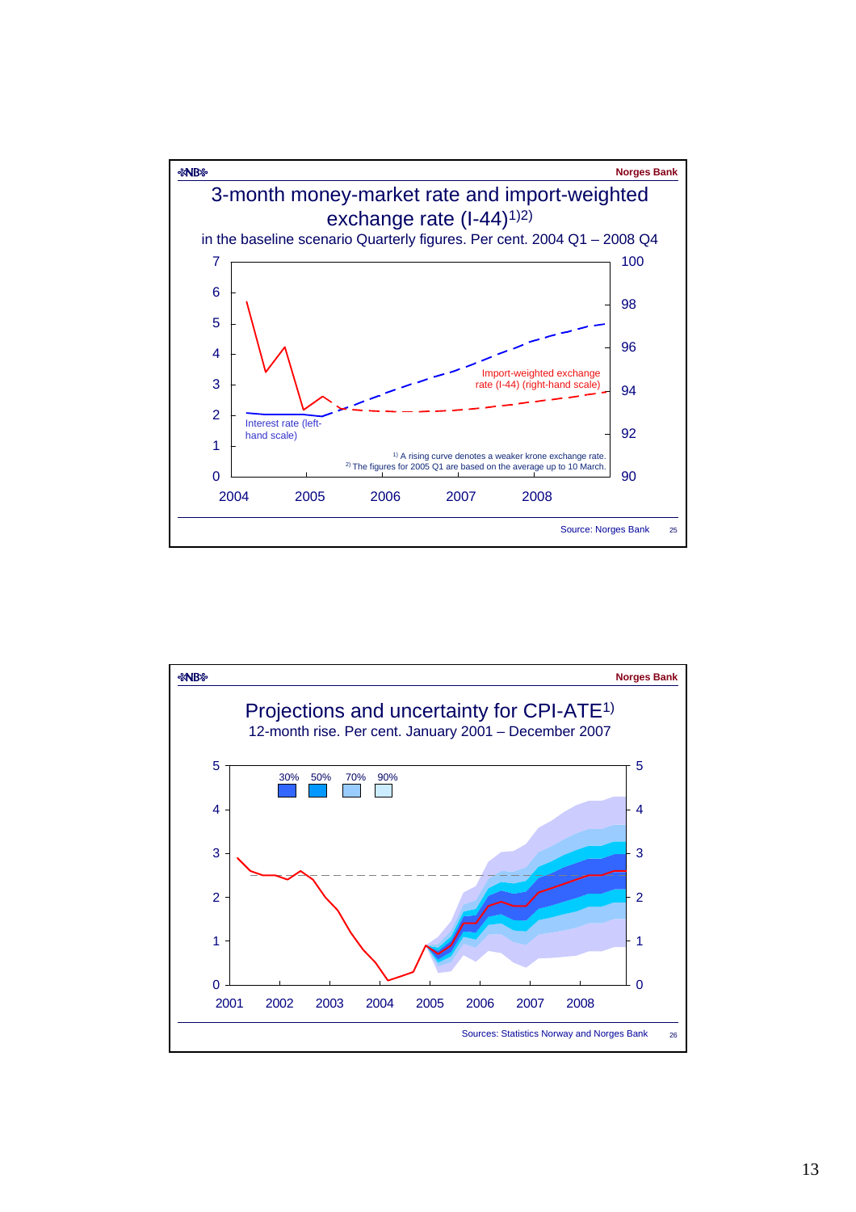Norges Bank

## 3-month money-market rate and import-weighted exchange rate (I-44)[1)2)]

in the baseline scenario Quarterly figures. Per cent. 2004 Q1 – 2008 Q4

Interest rate (left-hand scale)

Import-weighted exchange rate (I-44) (right-hand scale)

[1)] A rising curve denotes a weaker krone exchange rate.

[2)] The figures for 2005 Q1 are based on the average up to 10 March.

Source: Norges Bank

Norges Bank

## Projections and uncertainty for CPI-ATE[1)]

12-month rise. Per cent. January 2001 – December 2007

30% 50% 70% 90%

Sources: Statistics Norway and Norges Bank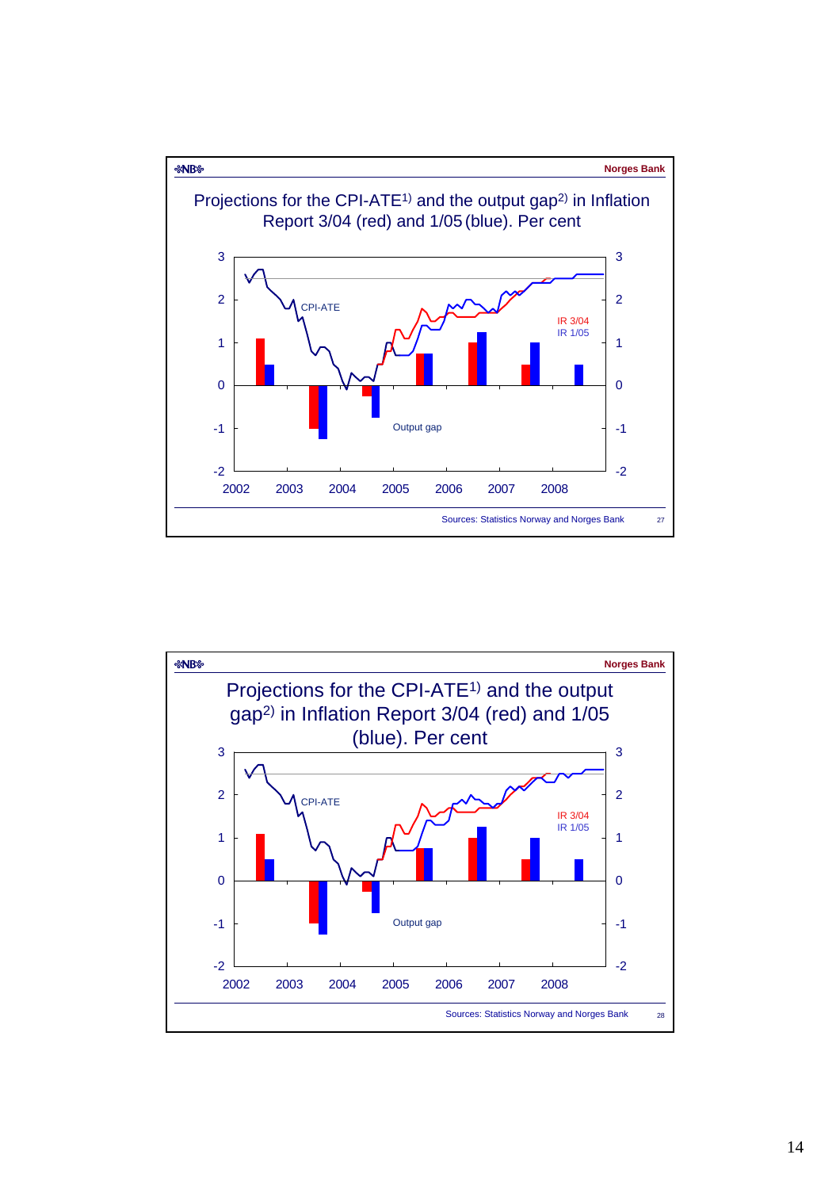Norges Bank

## Projections for the CPI-ATE[1)] and the output gap[2)] in Inflation Report 3/04 (red) and 1/05 (blue). Per cent

CPI-ATE

IR 3/04
IR 1/05

Output gap

Sources: Statistics Norway and Norges Bank

Norges Bank

## Projections for the CPI-ATE[1)] and the output gap[2)] in Inflation Report 3/04 (red) and 1/05 (blue). Per cent

CPI-ATE

IR 3/04
IR 1/05

Output gap

Sources: Statistics Norway and Norges Bank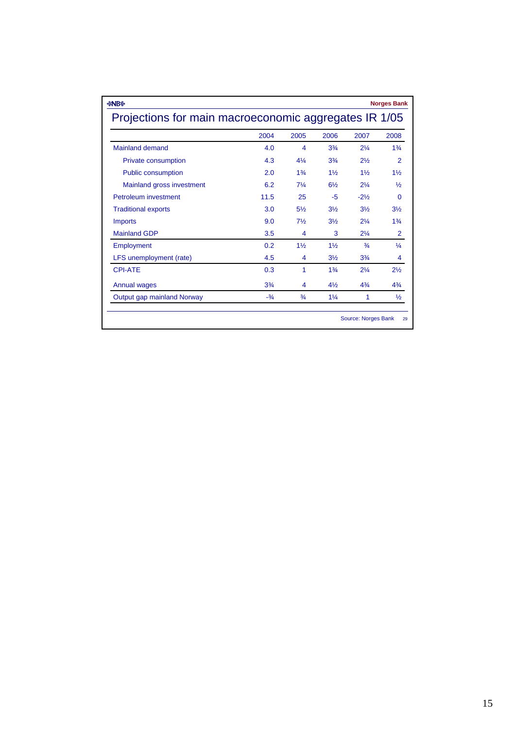Norges Bank

# Projections for main macroeconomic aggregates IR 1/05

| | 2004 | 2005 | 2006 | 2007 | 2008 |
|---|---|---|---|---|---|
| Mainland demand | 4.0 | 4 | 3¾ | 2¼ | 1¾ |
| Private consumption | 4.3 | 4¼ | 3¾ | 2½ | 2 |
| Public consumption | 2.0 | 1¾ | 1½ | 1½ | 1½ |
| Mainland gross investment | 6.2 | 7¼ | 6½ | 2¼ | ½ |
| Petroleum investment | 11.5 | 25 | -5 | -2½ | 0 |
| Traditional exports | 3.0 | 5½ | 3½ | 3½ | 3½ |
| Imports | 9.0 | 7½ | 3½ | 2¼ | 1¾ |
| Mainland GDP | 3.5 | 4 | 3 | 2¼ | 2 |
| Employment | 0.2 | 1½ | 1½ | ¾ | ¼ |
| LFS unemployment (rate) | 4.5 | 4 | 3½ | 3¾ | 4 |
| CPI-ATE | 0.3 | 1 | 1¾ | 2¼ | 2½ |
| Annual wages | 3¾ | 4 | 4½ | 4¾ | 4¾ |
| Output gap mainland Norway | -¾ | ¾ | 1¼ | 1 | ½ |

Source: Norges Bank